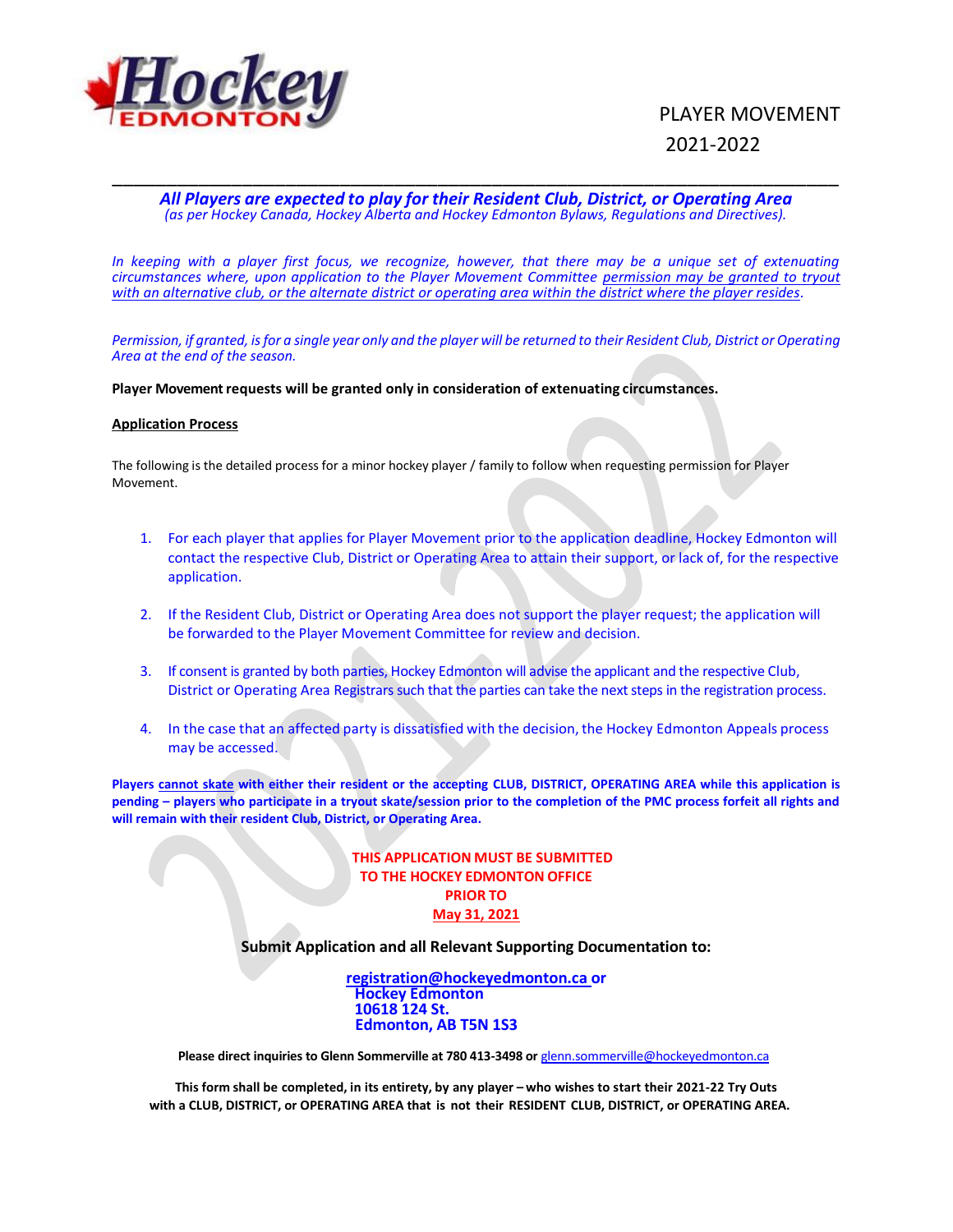# PLAYER MOVEMENT 2021-2022

***All Players are expected to play for their Resident Club, District, or Operating Area***
*(as per Hockey Canada, Hockey Alberta and Hockey Edmonton Bylaws, Regulations and Directives).*

*In keeping with a player first focus, we recognize, however, that there may be a unique set of extenuating circumstances where, upon application to the Player Movement Committee permission may be granted to tryout with an alternative club, or the alternate district or operating area within the district where the player resides.*

*Permission, if granted, is for a single year only and the player will be returned to their Resident Club, District or Operating Area at the end of the season.*

**Player Movement requests will be granted only in consideration of extenuating circumstances.**

**Application Process**

The following is the detailed process for a minor hockey player / family to follow when requesting permission for Player Movement.

1. For each player that applies for Player Movement prior to the application deadline, Hockey Edmonton will contact the respective Club, District or Operating Area to attain their support, or lack of, for the respective application.
2. If the Resident Club, District or Operating Area does not support the player request; the application will be forwarded to the Player Movement Committee for review and decision.
3. If consent is granted by both parties, Hockey Edmonton will advise the applicant and the respective Club, District or Operating Area Registrars such that the parties can take the next steps in the registration process.
4. In the case that an affected party is dissatisfied with the decision, the Hockey Edmonton Appeals process may be accessed.

**Players cannot skate with either their resident or the accepting CLUB, DISTRICT, OPERATING AREA while this application is pending – players who participate in a tryout skate/session prior to the completion of the PMC process forfeit all rights and will remain with their resident Club, District, or Operating Area.**

**THIS APPLICATION MUST BE SUBMITTED TO THE HOCKEY EDMONTON OFFICE PRIOR TO May 31, 2021**

**Submit Application and all Relevant Supporting Documentation to:**

**registration@hockeyedmonton.ca or**
**Hockey Edmonton**
**10618 124 St.**
**Edmonton, AB T5N 1S3**

**Please direct inquiries to Glenn Sommerville at 780 413-3498 or** glenn.sommerville@hockeyedmonton.ca

**This form shall be completed, in its entirety, by any player – who wishes to start their 2021-22 Try Outs with a CLUB, DISTRICT, or OPERATING AREA that is not their RESIDENT CLUB, DISTRICT, or OPERATING AREA.**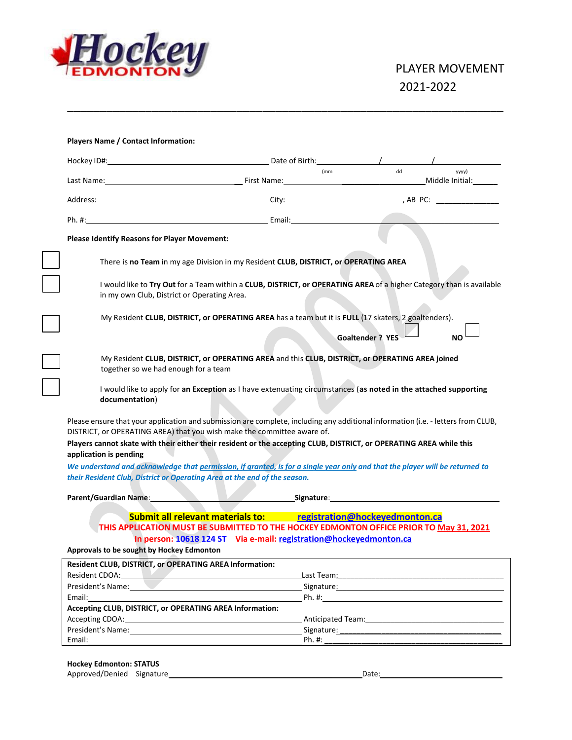# PLAYER MOVEMENT 2021-2022

**Players Name / Contact Information:**

Hockey ID#:_________________________ Date of Birth:________/________/________ (mm dd yyyy)

Last Name:_________________________ First Name:_________________________ Middle Initial:______

Address:_________________________ City:_________________________, AB PC: _______________

Ph. #:_________________________ Email:_________________________

**Please Identify Reasons for Player Movement:**

☐ There is **no Team** in my age Division in my Resident **CLUB, DISTRICT, or OPERATING AREA**

☐ I would like to **Try Out** for a Team within a **CLUB, DISTRICT, or OPERATING AREA** of a higher Category than is available in my own Club, District or Operating Area.

☐ My Resident **CLUB, DISTRICT, or OPERATING AREA** has a team but it is **FULL** (17 skaters, 2 goaltenders).
**Goaltender ? YES** ☐ **NO** ☐

☐ My Resident **CLUB, DISTRICT, or OPERATING AREA** and this **CLUB, DISTRICT, or OPERATING AREA joined** together so we had enough for a team

☐ I would like to apply for **an Exception** as I have extenuating circumstances (**as noted in the attached supporting documentation**)

Please ensure that your application and submission are complete, including any additional information (i.e. - letters from CLUB, DISTRICT, or OPERATING AREA) that you wish make the committee aware of.

**Players cannot skate with their either their resident or the accepting CLUB, DISTRICT, or OPERATING AREA while this application is pending**

***We understand and acknowledge that permission, if granted, is for a single year only and that the player will be returned to their Resident Club, District or Operating Area at the end of the season.***

**Parent/Guardian Name**:_________________________ **Signature**:_________________________

**Submit all relevant materials to: registration@hockeyedmonton.ca**

**THIS APPLICATION MUST BE SUBMITTED TO THE HOCKEY EDMONTON OFFICE PRIOR TO May 31, 2021**

**In person: 10618 124 ST Via e-mail: registration@hockeyedmonton.ca**

**Approvals to be sought by Hockey Edmonton**

**Resident CLUB, DISTRICT, or OPERATING AREA Information:**

Resident CDOA:_________________________ Last Team:_________________________

President's Name:_________________________ Signature:_________________________

Email:_________________________ Ph. #:_________________________

**Accepting CLUB, DISTRICT, or OPERATING AREA Information:**

Accepting CDOA:_________________________ Anticipated Team:_________________________

President's Name:_________________________ Signature:_________________________

Email:_________________________ Ph. #:_________________________

**Hockey Edmonton: STATUS**

Approved/Denied Signature_________________________ Date:_________________________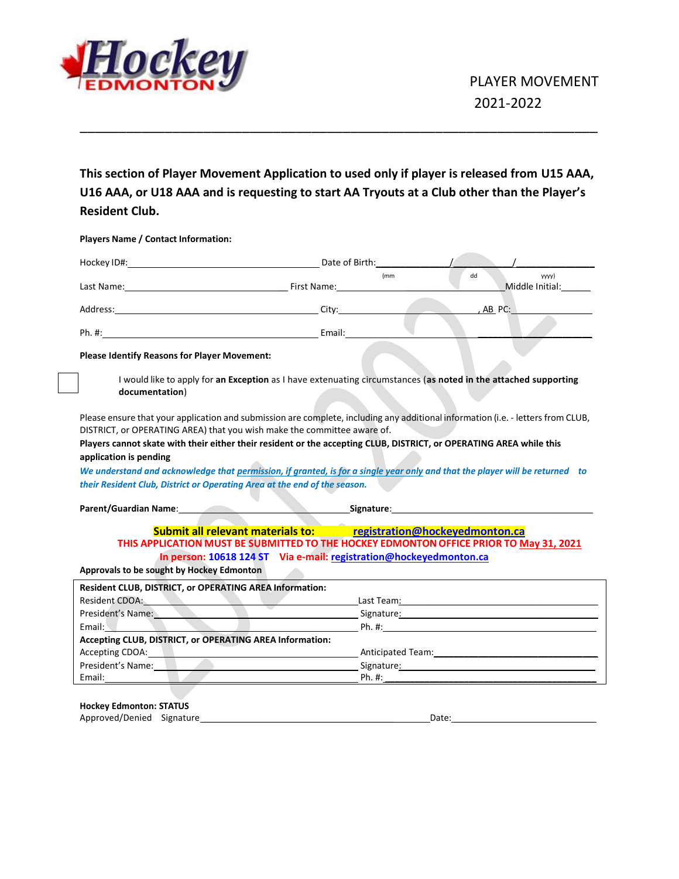PLAYER MOVEMENT
2021-2022

---

**This section of Player Movement Application to used only if player is released from U15 AAA, U16 AAA, or U18 AAA and is requesting to start AA Tryouts at a Club other than the Player's Resident Club.**

**Players Name / Contact Information:**

Hockey ID#:______________________________ Date of Birth:__________/__________/__________
(mm dd yyyy)

Last Name:__________________________ First Name:__________________________ Middle Initial:______

Address:______________________________ City:____________________, AB PC:______________

Ph. #:______________________________ Email:______________________________

**Please Identify Reasons for Player Movement:**

☐ I would like to apply for **an Exception** as I have extenuating circumstances (**as noted in the attached supporting documentation**)

Please ensure that your application and submission are complete, including any additional information (i.e. - letters from CLUB, DISTRICT, or OPERATING AREA) that you wish make the committee aware of.

**Players cannot skate with their either their resident or the accepting CLUB, DISTRICT, or OPERATING AREA while this application is pending**

***We understand and acknowledge that permission, if granted, is for a single year only and that the player will be returned to their Resident Club, District or Operating Area at the end of the season.***

**Parent/Guardian Name**:______________________________ **Signature**:______________________________

**Submit all relevant materials to: registration@hockeyedmonton.ca**

**THIS APPLICATION MUST BE SUBMITTED TO THE HOCKEY EDMONTON OFFICE PRIOR TO May 31, 2021**

**In person: 10618 124 ST Via e-mail: registration@hockeyedmonton.ca**

**Approvals to be sought by Hockey Edmonton**

**Resident CLUB, DISTRICT, or OPERATING AREA Information:**

Resident CDOA:______________________________ Last Team:______________________________

President's Name:______________________________ Signature:______________________________

Email:______________________________ Ph. #:______________________________

**Accepting CLUB, DISTRICT, or OPERATING AREA Information:**

Accepting CDOA:______________________________ Anticipated Team:______________________________

President's Name:______________________________ Signature:______________________________

Email:______________________________ Ph. #:______________________________

**Hockey Edmonton: STATUS**

Approved/Denied Signature______________________________ Date:______________________________